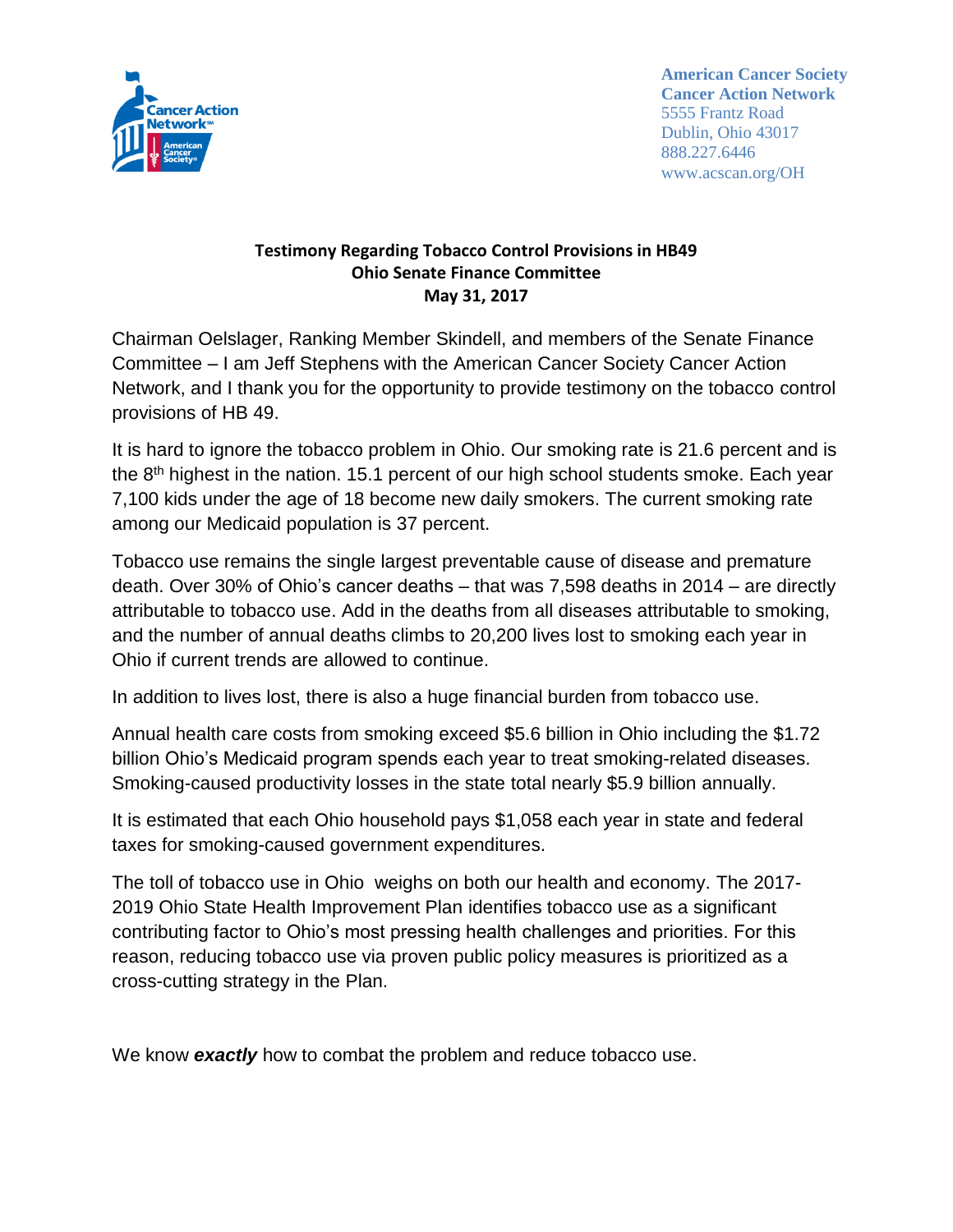American Cancer Society
Cancer Action Network
5555 Frantz Road
Dublin, Ohio 43017
888.227.6446
www.acscan.org/OH

**Testimony Regarding Tobacco Control Provisions in HB49**
**Ohio Senate Finance Committee**
**May 31, 2017**

Chairman Oelslager, Ranking Member Skindell, and members of the Senate Finance Committee – I am Jeff Stephens with the American Cancer Society Cancer Action Network, and I thank you for the opportunity to provide testimony on the tobacco control provisions of HB 49.

It is hard to ignore the tobacco problem in Ohio. Our smoking rate is 21.6 percent and is the 8th highest in the nation. 15.1 percent of our high school students smoke. Each year 7,100 kids under the age of 18 become new daily smokers. The current smoking rate among our Medicaid population is 37 percent.

Tobacco use remains the single largest preventable cause of disease and premature death. Over 30% of Ohio's cancer deaths – that was 7,598 deaths in 2014 – are directly attributable to tobacco use. Add in the deaths from all diseases attributable to smoking, and the number of annual deaths climbs to 20,200 lives lost to smoking each year in Ohio if current trends are allowed to continue.

In addition to lives lost, there is also a huge financial burden from tobacco use.

Annual health care costs from smoking exceed $5.6 billion in Ohio including the $1.72 billion Ohio's Medicaid program spends each year to treat smoking-related diseases. Smoking-caused productivity losses in the state total nearly $5.9 billion annually.

It is estimated that each Ohio household pays $1,058 each year in state and federal taxes for smoking-caused government expenditures.

The toll of tobacco use in Ohio weighs on both our health and economy. The 2017-2019 Ohio State Health Improvement Plan identifies tobacco use as a significant contributing factor to Ohio's most pressing health challenges and priorities. For this reason, reducing tobacco use via proven public policy measures is prioritized as a cross-cutting strategy in the Plan.

We know ***exactly*** how to combat the problem and reduce tobacco use.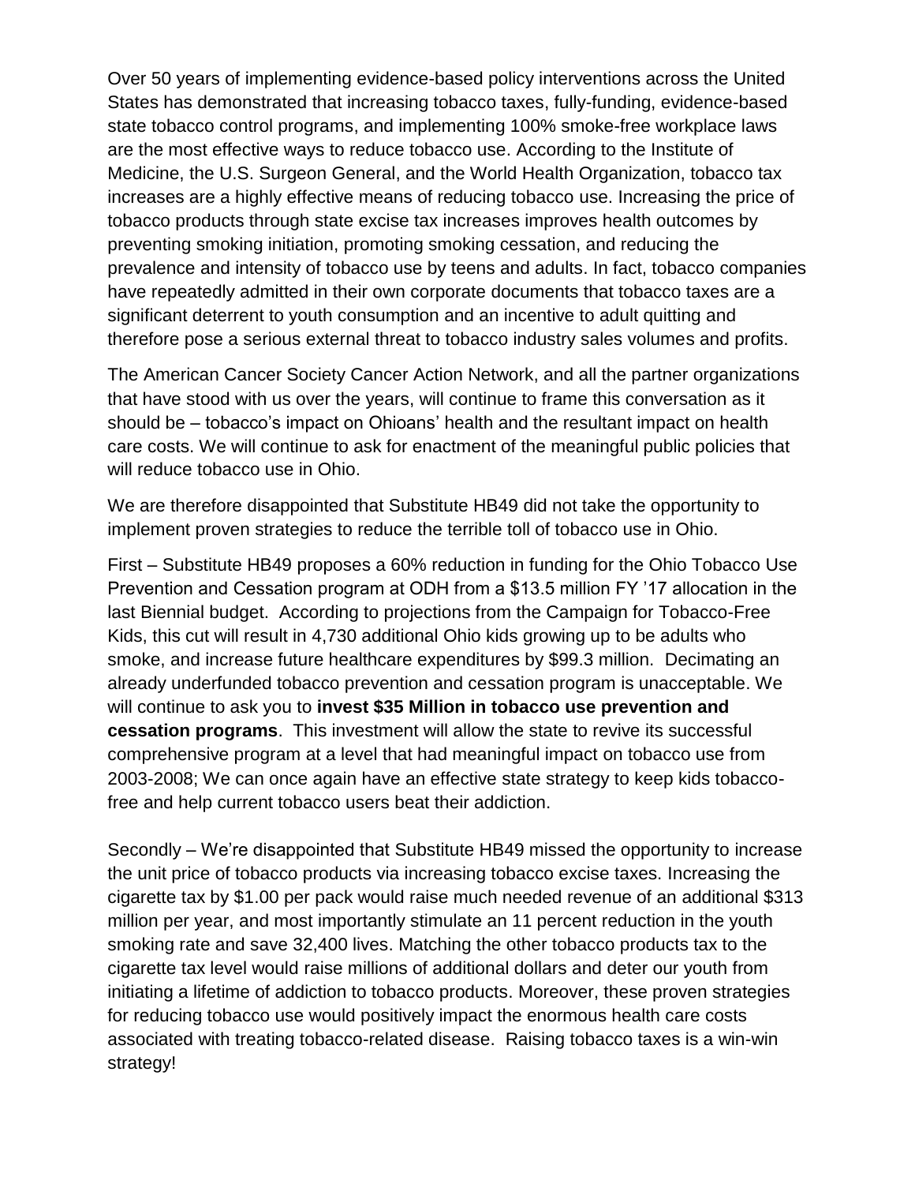Over 50 years of implementing evidence-based policy interventions across the United States has demonstrated that increasing tobacco taxes, fully-funding, evidence-based state tobacco control programs, and implementing 100% smoke-free workplace laws are the most effective ways to reduce tobacco use. According to the Institute of Medicine, the U.S. Surgeon General, and the World Health Organization, tobacco tax increases are a highly effective means of reducing tobacco use. Increasing the price of tobacco products through state excise tax increases improves health outcomes by preventing smoking initiation, promoting smoking cessation, and reducing the prevalence and intensity of tobacco use by teens and adults. In fact, tobacco companies have repeatedly admitted in their own corporate documents that tobacco taxes are a significant deterrent to youth consumption and an incentive to adult quitting and therefore pose a serious external threat to tobacco industry sales volumes and profits.

The American Cancer Society Cancer Action Network, and all the partner organizations that have stood with us over the years, will continue to frame this conversation as it should be – tobacco's impact on Ohioans' health and the resultant impact on health care costs. We will continue to ask for enactment of the meaningful public policies that will reduce tobacco use in Ohio.

We are therefore disappointed that Substitute HB49 did not take the opportunity to implement proven strategies to reduce the terrible toll of tobacco use in Ohio.

First – Substitute HB49 proposes a 60% reduction in funding for the Ohio Tobacco Use Prevention and Cessation program at ODH from a $13.5 million FY '17 allocation in the last Biennial budget. According to projections from the Campaign for Tobacco-Free Kids, this cut will result in 4,730 additional Ohio kids growing up to be adults who smoke, and increase future healthcare expenditures by $99.3 million. Decimating an already underfunded tobacco prevention and cessation program is unacceptable. We will continue to ask you to **invest $35 Million in tobacco use prevention and cessation programs**. This investment will allow the state to revive its successful comprehensive program at a level that had meaningful impact on tobacco use from 2003-2008; We can once again have an effective state strategy to keep kids tobacco-free and help current tobacco users beat their addiction.

Secondly – We're disappointed that Substitute HB49 missed the opportunity to increase the unit price of tobacco products via increasing tobacco excise taxes. Increasing the cigarette tax by $1.00 per pack would raise much needed revenue of an additional $313 million per year, and most importantly stimulate an 11 percent reduction in the youth smoking rate and save 32,400 lives. Matching the other tobacco products tax to the cigarette tax level would raise millions of additional dollars and deter our youth from initiating a lifetime of addiction to tobacco products. Moreover, these proven strategies for reducing tobacco use would positively impact the enormous health care costs associated with treating tobacco-related disease. Raising tobacco taxes is a win-win strategy!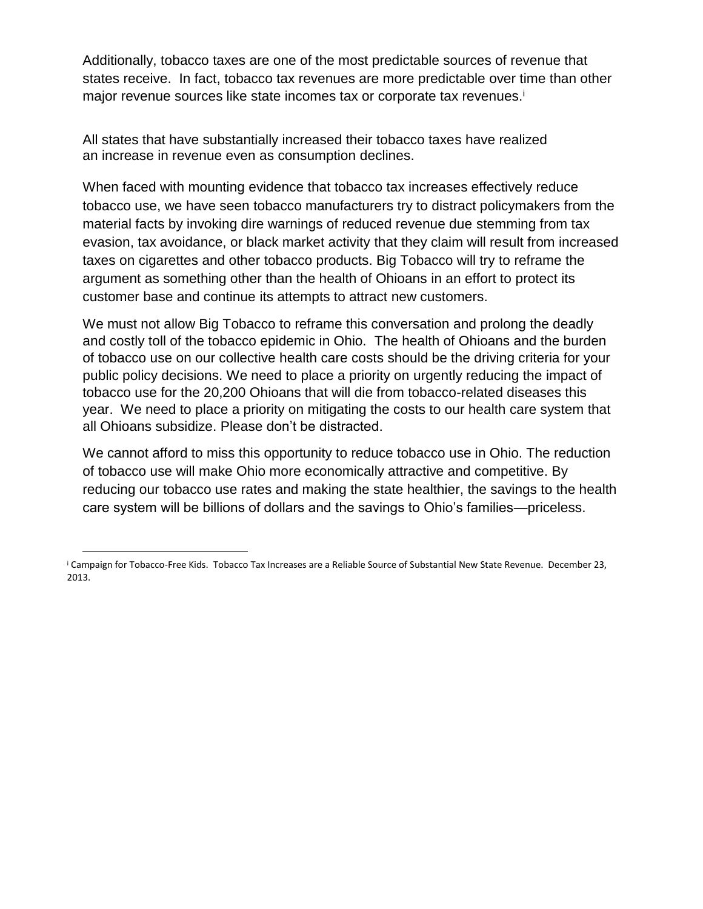Additionally, tobacco taxes are one of the most predictable sources of revenue that states receive. In fact, tobacco tax revenues are more predictable over time than other major revenue sources like state incomes tax or corporate tax revenues.[i]

All states that have substantially increased their tobacco taxes have realized an increase in revenue even as consumption declines.

When faced with mounting evidence that tobacco tax increases effectively reduce tobacco use, we have seen tobacco manufacturers try to distract policymakers from the material facts by invoking dire warnings of reduced revenue due stemming from tax evasion, tax avoidance, or black market activity that they claim will result from increased taxes on cigarettes and other tobacco products. Big Tobacco will try to reframe the argument as something other than the health of Ohioans in an effort to protect its customer base and continue its attempts to attract new customers.

We must not allow Big Tobacco to reframe this conversation and prolong the deadly and costly toll of the tobacco epidemic in Ohio. The health of Ohioans and the burden of tobacco use on our collective health care costs should be the driving criteria for your public policy decisions. We need to place a priority on urgently reducing the impact of tobacco use for the 20,200 Ohioans that will die from tobacco-related diseases this year. We need to place a priority on mitigating the costs to our health care system that all Ohioans subsidize. Please don't be distracted.

We cannot afford to miss this opportunity to reduce tobacco use in Ohio. The reduction of tobacco use will make Ohio more economically attractive and competitive. By reducing our tobacco use rates and making the state healthier, the savings to the health care system will be billions of dollars and the savings to Ohio's families—priceless.

---

[i] Campaign for Tobacco-Free Kids. Tobacco Tax Increases are a Reliable Source of Substantial New State Revenue. December 23, 2013.